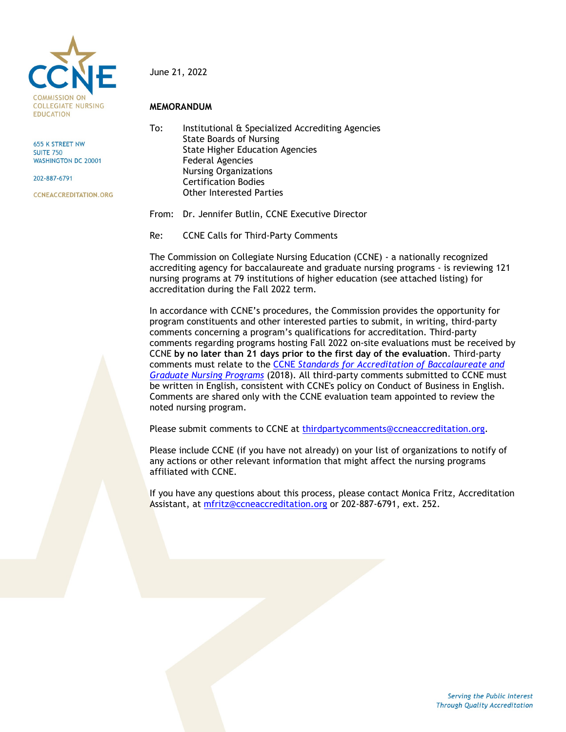CCNE
COMMISSION ON COLLEGIATE NURSING EDUCATION

655 K STREET NW
SUITE 750
WASHINGTON DC 20001

202-887-6791

CCNEACCREDITATION.ORG

June 21, 2022

**MEMORANDUM**

To: Institutional & Specialized Accrediting Agencies
State Boards of Nursing
State Higher Education Agencies
Federal Agencies
Nursing Organizations
Certification Bodies
Other Interested Parties

From: Dr. Jennifer Butlin, CCNE Executive Director

Re: CCNE Calls for Third-Party Comments

The Commission on Collegiate Nursing Education (CCNE) - a nationally recognized accrediting agency for baccalaureate and graduate nursing programs - is reviewing 121 nursing programs at 79 institutions of higher education (see attached listing) for accreditation during the Fall 2022 term.

In accordance with CCNE's procedures, the Commission provides the opportunity for program constituents and other interested parties to submit, in writing, third-party comments concerning a program's qualifications for accreditation. Third-party comments regarding programs hosting Fall 2022 on-site evaluations must be received by CCNE **by no later than 21 days prior to the first day of the evaluation**. Third-party comments must relate to the CCNE *Standards for Accreditation of Baccalaureate and Graduate Nursing Programs* (2018). All third-party comments submitted to CCNE must be written in English, consistent with CCNE's policy on Conduct of Business in English. Comments are shared only with the CCNE evaluation team appointed to review the noted nursing program.

Please submit comments to CCNE at thirdpartycomments@ccneaccreditation.org.

Please include CCNE (if you have not already) on your list of organizations to notify of any actions or other relevant information that might affect the nursing programs affiliated with CCNE.

If you have any questions about this process, please contact Monica Fritz, Accreditation Assistant, at mfritz@ccneaccreditation.org or 202-887-6791, ext. 252.

*Serving the Public Interest Through Quality Accreditation*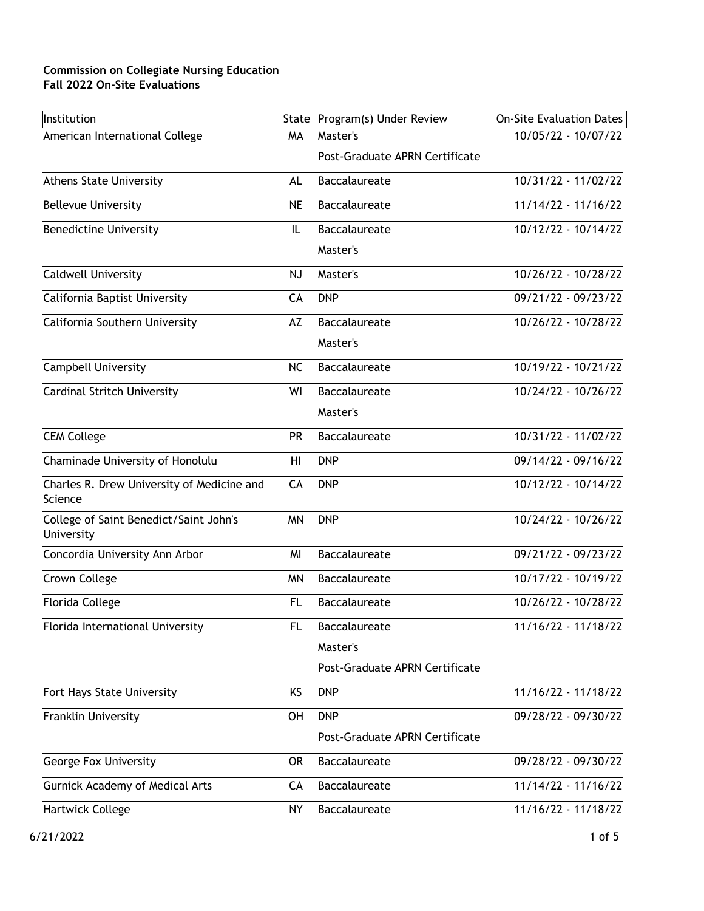**Commission on Collegiate Nursing Education**
**Fall 2022 On-Site Evaluations**

| Institution | State | Program(s) Under Review | On-Site Evaluation Dates |
|---|---|---|---|
| American International College | MA | Master's | 10/05/22 - 10/07/22 |
| | | Post-Graduate APRN Certificate | |
| Athens State University | AL | Baccalaureate | 10/31/22 - 11/02/22 |
| Bellevue University | NE | Baccalaureate | 11/14/22 - 11/16/22 |
| Benedictine University | IL | Baccalaureate | 10/12/22 - 10/14/22 |
| | | Master's | |
| Caldwell University | NJ | Master's | 10/26/22 - 10/28/22 |
| California Baptist University | CA | DNP | 09/21/22 - 09/23/22 |
| California Southern University | AZ | Baccalaureate | 10/26/22 - 10/28/22 |
| | | Master's | |
| Campbell University | NC | Baccalaureate | 10/19/22 - 10/21/22 |
| Cardinal Stritch University | WI | Baccalaureate | 10/24/22 - 10/26/22 |
| | | Master's | |
| CEM College | PR | Baccalaureate | 10/31/22 - 11/02/22 |
| Chaminade University of Honolulu | HI | DNP | 09/14/22 - 09/16/22 |
| Charles R. Drew University of Medicine and Science | CA | DNP | 10/12/22 - 10/14/22 |
| College of Saint Benedict/Saint John's University | MN | DNP | 10/24/22 - 10/26/22 |
| Concordia University Ann Arbor | MI | Baccalaureate | 09/21/22 - 09/23/22 |
| Crown College | MN | Baccalaureate | 10/17/22 - 10/19/22 |
| Florida College | FL | Baccalaureate | 10/26/22 - 10/28/22 |
| Florida International University | FL | Baccalaureate | 11/16/22 - 11/18/22 |
| | | Master's | |
| | | Post-Graduate APRN Certificate | |
| Fort Hays State University | KS | DNP | 11/16/22 - 11/18/22 |
| Franklin University | OH | DNP | 09/28/22 - 09/30/22 |
| | | Post-Graduate APRN Certificate | |
| George Fox University | OR | Baccalaureate | 09/28/22 - 09/30/22 |
| Gurnick Academy of Medical Arts | CA | Baccalaureate | 11/14/22 - 11/16/22 |
| Hartwick College | NY | Baccalaureate | 11/16/22 - 11/18/22 |

6/21/2022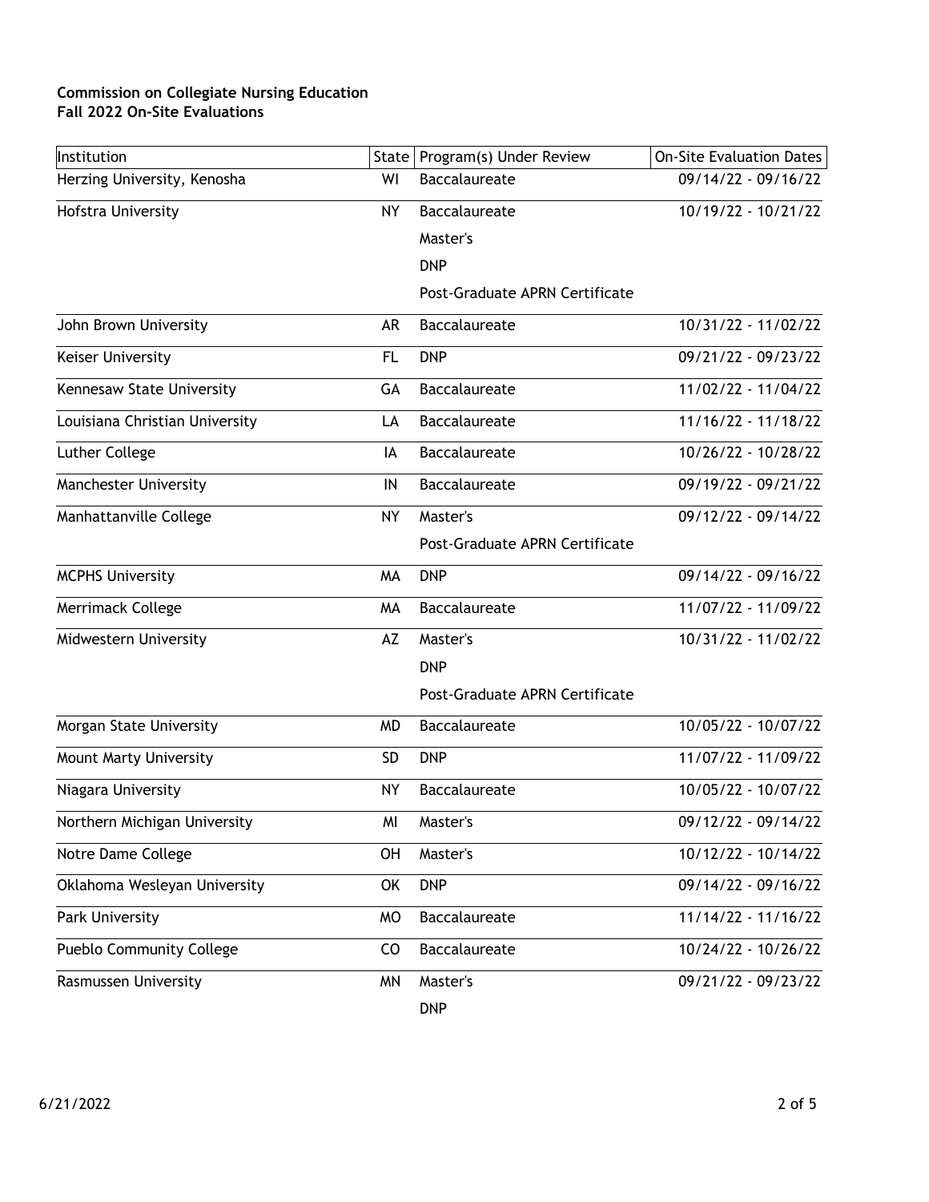**Commission on Collegiate Nursing Education**
**Fall 2022 On-Site Evaluations**

| Institution | State | Program(s) Under Review | On-Site Evaluation Dates |
|---|---|---|---|
| Herzing University, Kenosha | WI | Baccalaureate | 09/14/22 - 09/16/22 |
| Hofstra University | NY | Baccalaureate | 10/19/22 - 10/21/22 |
| | | Master's | |
| | | DNP | |
| | | Post-Graduate APRN Certificate | |
| John Brown University | AR | Baccalaureate | 10/31/22 - 11/02/22 |
| Keiser University | FL | DNP | 09/21/22 - 09/23/22 |
| Kennesaw State University | GA | Baccalaureate | 11/02/22 - 11/04/22 |
| Louisiana Christian University | LA | Baccalaureate | 11/16/22 - 11/18/22 |
| Luther College | IA | Baccalaureate | 10/26/22 - 10/28/22 |
| Manchester University | IN | Baccalaureate | 09/19/22 - 09/21/22 |
| Manhattanville College | NY | Master's | 09/12/22 - 09/14/22 |
| | | Post-Graduate APRN Certificate | |
| MCPHS University | MA | DNP | 09/14/22 - 09/16/22 |
| Merrimack College | MA | Baccalaureate | 11/07/22 - 11/09/22 |
| Midwestern University | AZ | Master's | 10/31/22 - 11/02/22 |
| | | DNP | |
| | | Post-Graduate APRN Certificate | |
| Morgan State University | MD | Baccalaureate | 10/05/22 - 10/07/22 |
| Mount Marty University | SD | DNP | 11/07/22 - 11/09/22 |
| Niagara University | NY | Baccalaureate | 10/05/22 - 10/07/22 |
| Northern Michigan University | MI | Master's | 09/12/22 - 09/14/22 |
| Notre Dame College | OH | Master's | 10/12/22 - 10/14/22 |
| Oklahoma Wesleyan University | OK | DNP | 09/14/22 - 09/16/22 |
| Park University | MO | Baccalaureate | 11/14/22 - 11/16/22 |
| Pueblo Community College | CO | Baccalaureate | 10/24/22 - 10/26/22 |
| Rasmussen University | MN | Master's | 09/21/22 - 09/23/22 |
| | | DNP | |

6/21/2022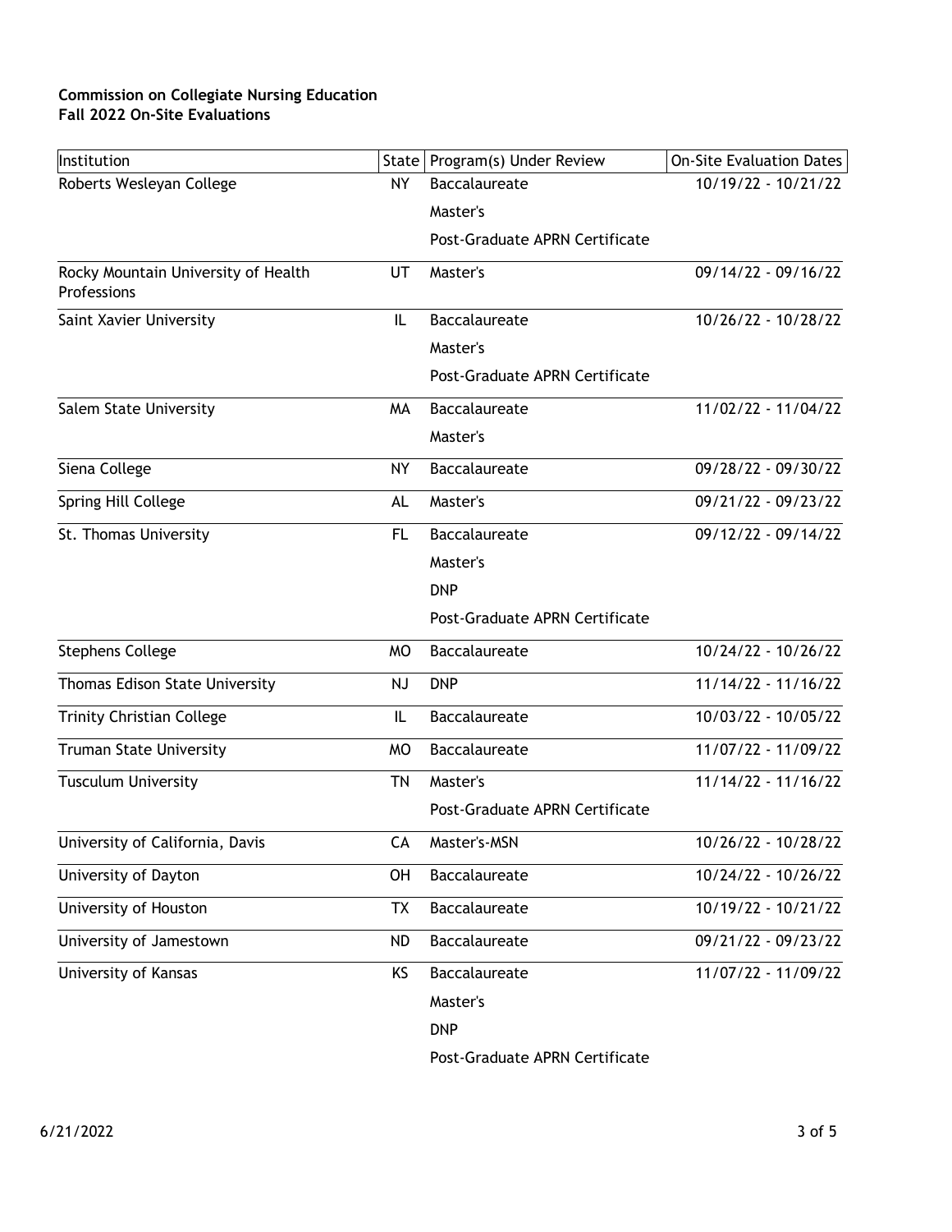**Commission on Collegiate Nursing Education**
**Fall 2022 On-Site Evaluations**

| Institution | State | Program(s) Under Review | On-Site Evaluation Dates |
|---|---|---|---|
| Roberts Wesleyan College | NY | Baccalaureate | 10/19/22 - 10/21/22 |
| | | Master's | |
| | | Post-Graduate APRN Certificate | |
| Rocky Mountain University of Health Professions | UT | Master's | 09/14/22 - 09/16/22 |
| Saint Xavier University | IL | Baccalaureate | 10/26/22 - 10/28/22 |
| | | Master's | |
| | | Post-Graduate APRN Certificate | |
| Salem State University | MA | Baccalaureate | 11/02/22 - 11/04/22 |
| | | Master's | |
| Siena College | NY | Baccalaureate | 09/28/22 - 09/30/22 |
| Spring Hill College | AL | Master's | 09/21/22 - 09/23/22 |
| St. Thomas University | FL | Baccalaureate | 09/12/22 - 09/14/22 |
| | | Master's | |
| | | DNP | |
| | | Post-Graduate APRN Certificate | |
| Stephens College | MO | Baccalaureate | 10/24/22 - 10/26/22 |
| Thomas Edison State University | NJ | DNP | 11/14/22 - 11/16/22 |
| Trinity Christian College | IL | Baccalaureate | 10/03/22 - 10/05/22 |
| Truman State University | MO | Baccalaureate | 11/07/22 - 11/09/22 |
| Tusculum University | TN | Master's | 11/14/22 - 11/16/22 |
| | | Post-Graduate APRN Certificate | |
| University of California, Davis | CA | Master's-MSN | 10/26/22 - 10/28/22 |
| University of Dayton | OH | Baccalaureate | 10/24/22 - 10/26/22 |
| University of Houston | TX | Baccalaureate | 10/19/22 - 10/21/22 |
| University of Jamestown | ND | Baccalaureate | 09/21/22 - 09/23/22 |
| University of Kansas | KS | Baccalaureate | 11/07/22 - 11/09/22 |
| | | Master's | |
| | | DNP | |
| | | Post-Graduate APRN Certificate | |

6/21/2022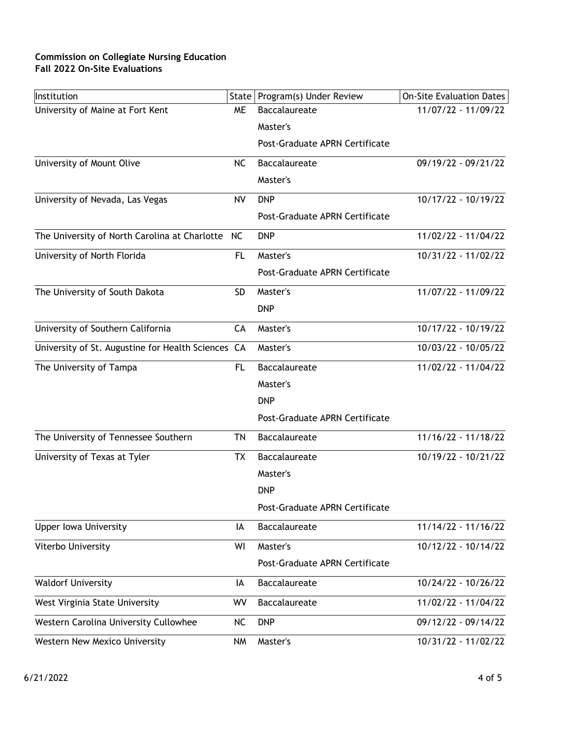**Commission on Collegiate Nursing Education**
**Fall 2022 On-Site Evaluations**

| Institution | State | Program(s) Under Review | On-Site Evaluation Dates |
|---|---|---|---|
| University of Maine at Fort Kent | ME | Baccalaureate | 11/07/22 - 11/09/22 |
| | | Master's | |
| | | Post-Graduate APRN Certificate | |
| University of Mount Olive | NC | Baccalaureate | 09/19/22 - 09/21/22 |
| | | Master's | |
| University of Nevada, Las Vegas | NV | DNP | 10/17/22 - 10/19/22 |
| | | Post-Graduate APRN Certificate | |
| The University of North Carolina at Charlotte | NC | DNP | 11/02/22 - 11/04/22 |
| University of North Florida | FL | Master's | 10/31/22 - 11/02/22 |
| | | Post-Graduate APRN Certificate | |
| The University of South Dakota | SD | Master's | 11/07/22 - 11/09/22 |
| | | DNP | |
| University of Southern California | CA | Master's | 10/17/22 - 10/19/22 |
| University of St. Augustine for Health Sciences | CA | Master's | 10/03/22 - 10/05/22 |
| The University of Tampa | FL | Baccalaureate | 11/02/22 - 11/04/22 |
| | | Master's | |
| | | DNP | |
| | | Post-Graduate APRN Certificate | |
| The University of Tennessee Southern | TN | Baccalaureate | 11/16/22 - 11/18/22 |
| University of Texas at Tyler | TX | Baccalaureate | 10/19/22 - 10/21/22 |
| | | Master's | |
| | | DNP | |
| | | Post-Graduate APRN Certificate | |
| Upper Iowa University | IA | Baccalaureate | 11/14/22 - 11/16/22 |
| Viterbo University | WI | Master's | 10/12/22 - 10/14/22 |
| | | Post-Graduate APRN Certificate | |
| Waldorf University | IA | Baccalaureate | 10/24/22 - 10/26/22 |
| West Virginia State University | WV | Baccalaureate | 11/02/22 - 11/04/22 |
| Western Carolina University Cullowhee | NC | DNP | 09/12/22 - 09/14/22 |
| Western New Mexico University | NM | Master's | 10/31/22 - 11/02/22 |

6/21/2022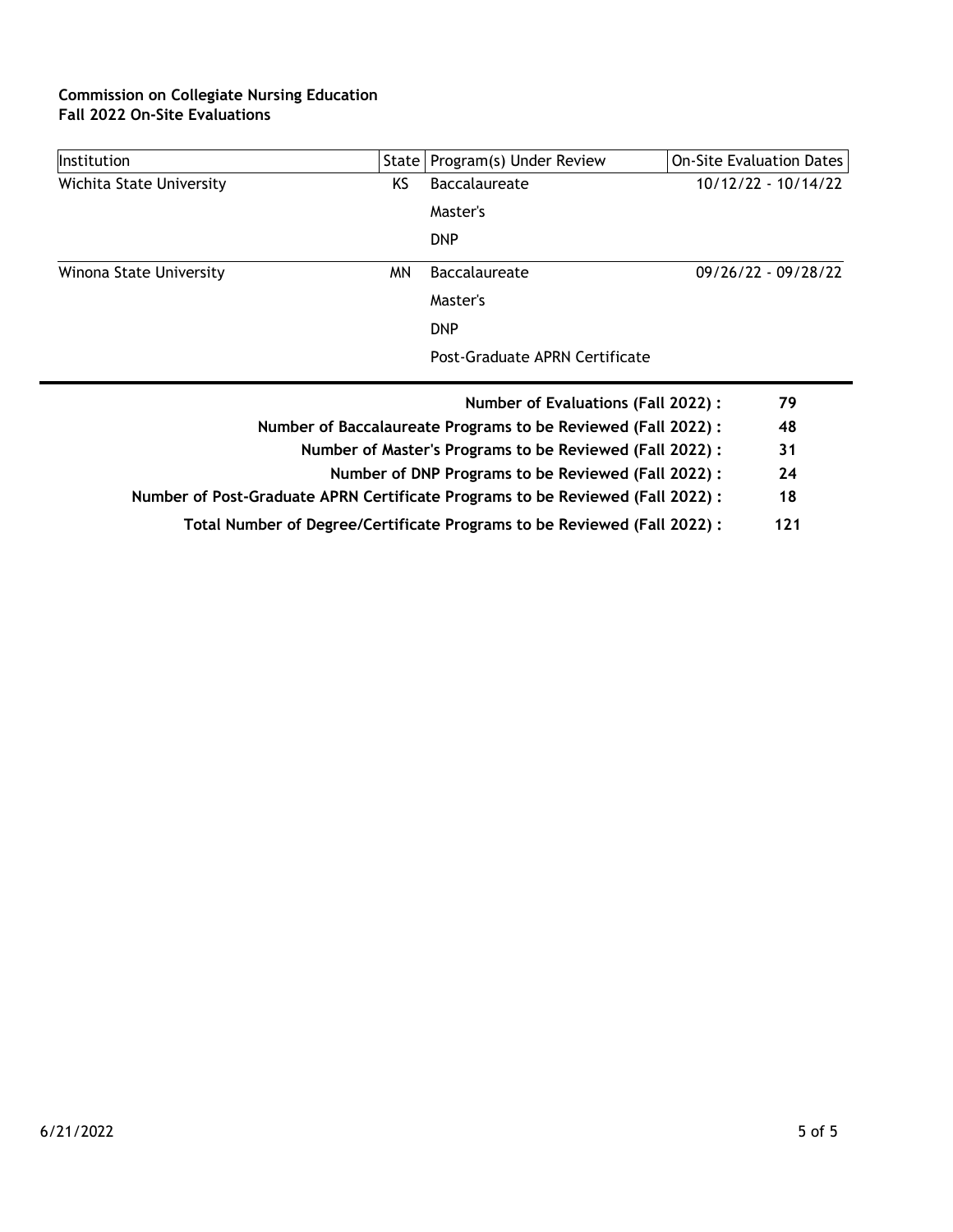**Commission on Collegiate Nursing Education**
**Fall 2022 On-Site Evaluations**

| Institution | State | Program(s) Under Review | On-Site Evaluation Dates |
|---|---|---|---|
| Wichita State University | KS | Baccalaureate | 10/12/22 - 10/14/22 |
| | | Master's | |
| | | DNP | |
| Winona State University | MN | Baccalaureate | 09/26/22 - 09/28/22 |
| | | Master's | |
| | | DNP | |
| | | Post-Graduate APRN Certificate | |

| | |
|---|---|
| **Number of Evaluations (Fall 2022) :** | **79** |
| **Number of Baccalaureate Programs to be Reviewed (Fall 2022) :** | **48** |
| **Number of Master's Programs to be Reviewed (Fall 2022) :** | **31** |
| **Number of DNP Programs to be Reviewed (Fall 2022) :** | **24** |
| **Number of Post-Graduate APRN Certificate Programs to be Reviewed (Fall 2022) :** | **18** |
| **Total Number of Degree/Certificate Programs to be Reviewed (Fall 2022) :** | **121** |

6/21/2022